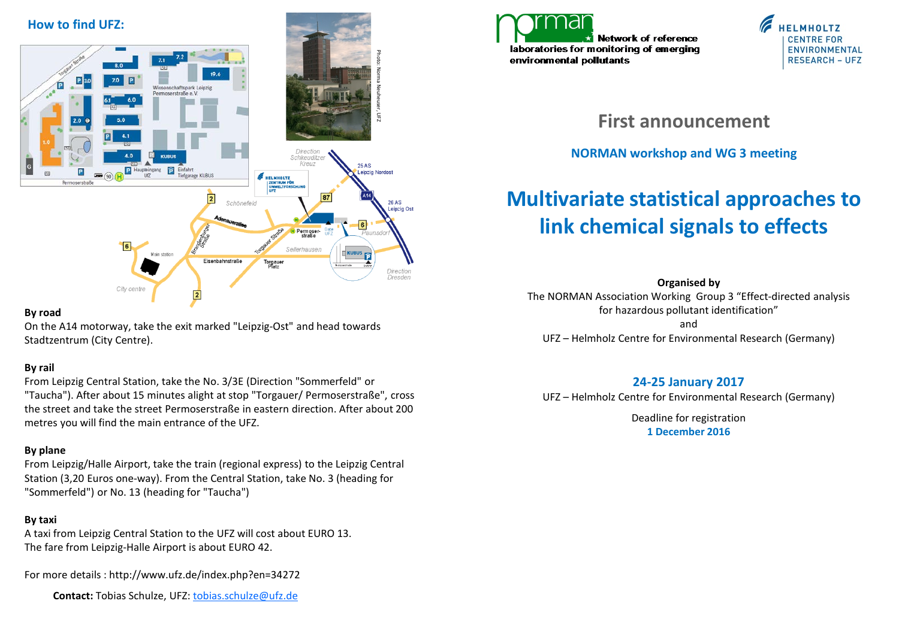## How to find UFZ:

**By road**
On the A14 motorway, take the exit marked "Leipzig-Ost" and head towards Stadtzentrum (City Centre).

**By rail**
From Leipzig Central Station, take the No. 3/3E (Direction "Sommerfeld" or "Taucha"). After about 15 minutes alight at stop "Torgauer/ Permoserstraße", cross the street and take the street Permoserstraße in eastern direction. After about 200 metres you will find the main entrance of the UFZ.

**By plane**
From Leipzig/Halle Airport, take the train (regional express) to the Leipzig Central Station (3,20 Euros one-way). From the Central Station, take No. 3 (heading for "Sommerfeld") or No. 13 (heading for "Taucha")

**By taxi**
A taxi from Leipzig Central Station to the UFZ will cost about EURO 13.
The fare from Leipzig-Halle Airport is about EURO 42.

For more details : http://www.ufz.de/index.php?en=34272

**Contact:** Tobias Schulze, UFZ: tobias.schulze@ufz.de

norman Network of reference laboratories for monitoring of emerging environmental pollutants

HELMHOLTZ CENTRE FOR ENVIRONMENTAL RESEARCH – UFZ

# First announcement

## NORMAN workshop and WG 3 meeting

# Multivariate statistical approaches to link chemical signals to effects

**Organised by**
The NORMAN Association Working Group 3 "Effect-directed analysis for hazardous pollutant identification"
and
UFZ – Helmholz Centre for Environmental Research (Germany)

**24-25 January 2017**
UFZ – Helmholz Centre for Environmental Research (Germany)

Deadline for registration
**1 December 2016**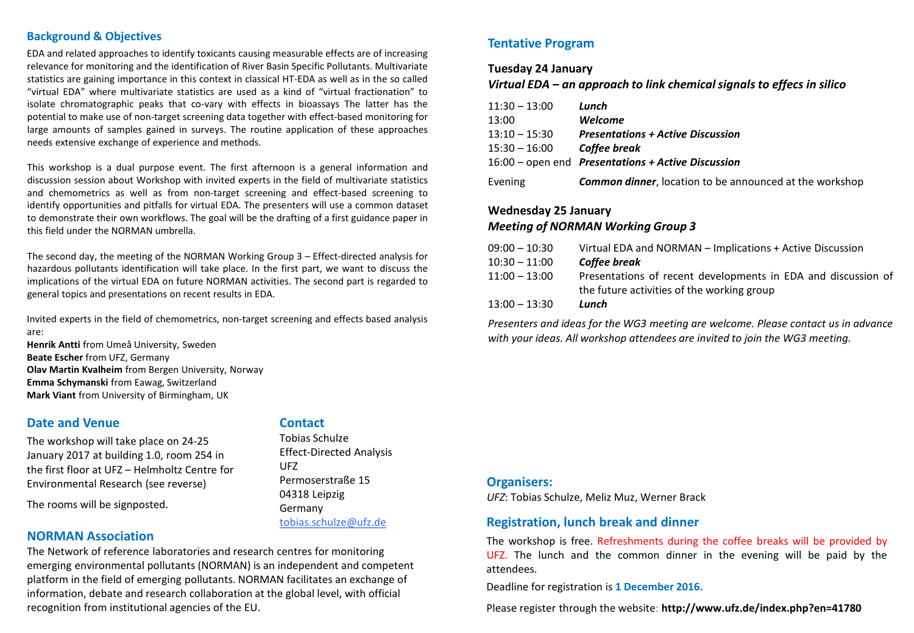## Background & Objectives

EDA and related approaches to identify toxicants causing measurable effects are of increasing relevance for monitoring and the identification of River Basin Specific Pollutants. Multivariate statistics are gaining importance in this context in classical HT-EDA as well as in the so called "virtual EDA" where multivariate statistics are used as a kind of "virtual fractionation" to isolate chromatographic peaks that co-vary with effects in bioassays The latter has the potential to make use of non-target screening data together with effect-based monitoring for large amounts of samples gained in surveys. The routine application of these approaches needs extensive exchange of experience and methods.

This workshop is a dual purpose event. The first afternoon is a general information and discussion session about Workshop with invited experts in the field of multivariate statistics and chemometrics as well as from non-target screening and effect-based screening to identify opportunities and pitfalls for virtual EDA. The presenters will use a common dataset to demonstrate their own workflows. The goal will be the drafting of a first guidance paper in this field under the NORMAN umbrella.

The second day, the meeting of the NORMAN Working Group 3 – Effect-directed analysis for hazardous pollutants identification will take place. In the first part, we want to discuss the implications of the virtual EDA on future NORMAN activities. The second part is regarded to general topics and presentations on recent results in EDA.

Invited experts in the field of chemometrics, non-target screening and effects based analysis are:

**Henrik Antti** from Umeå University, Sweden
**Beate Escher** from UFZ, Germany
**Olav Martin Kvalheim** from Bergen University, Norway
**Emma Schymanski** from Eawag, Switzerland
**Mark Viant** from University of Birmingham, UK

## Date and Venue

The workshop will take place on 24-25 January 2017 at building 1.0, room 254 in the first floor at UFZ – Helmholtz Centre for Environmental Research (see reverse)

The rooms will be signposted.

## Contact

Tobias Schulze
Effect-Directed Analysis
UFZ
Permoserstraße 15
04318 Leipzig
Germany
tobias.schulze@ufz.de

## NORMAN Association

The Network of reference laboratories and research centres for monitoring emerging environmental pollutants (NORMAN) is an independent and competent platform in the field of emerging pollutants. NORMAN facilitates an exchange of information, debate and research collaboration at the global level, with official recognition from institutional agencies of the EU.

## Tentative Program

**Tuesday 24 January**
***Virtual EDA – an approach to link chemical signals to effecs in silico***

| | |
|---|---|
| 11:30 – 13:00 | ***Lunch*** |
| 13:00 | ***Welcome*** |
| 13:10 – 15:30 | ***Presentations + Active Discussion*** |
| 15:30 – 16:00 | ***Coffee break*** |
| 16:00 – open end | ***Presentations + Active Discussion*** |
| Evening | ***Common dinner***, location to be announced at the workshop |

**Wednesday 25 January**
***Meeting of NORMAN Working Group 3***

| | |
|---|---|
| 09:00 – 10:30 | Virtual EDA and NORMAN – Implications + Active Discussion |
| 10:30 – 11:00 | ***Coffee break*** |
| 11:00 – 13:00 | Presentations of recent developments in EDA and discussion of the future activities of the working group |
| 13:00 – 13:30 | ***Lunch*** |

*Presenters and ideas for the WG3 meeting are welcome. Please contact us in advance with your ideas. All workshop attendees are invited to join the WG3 meeting.*

## Organisers:

*UFZ*: Tobias Schulze, Meliz Muz, Werner Brack

## Registration, lunch break and dinner

The workshop is free. Refreshments during the coffee breaks will be provided by UFZ. The lunch and the common dinner in the evening will be paid by the attendees.

Deadline for registration is **1 December 2016.**

Please register through the website: **http://www.ufz.de/index.php?en=41780**